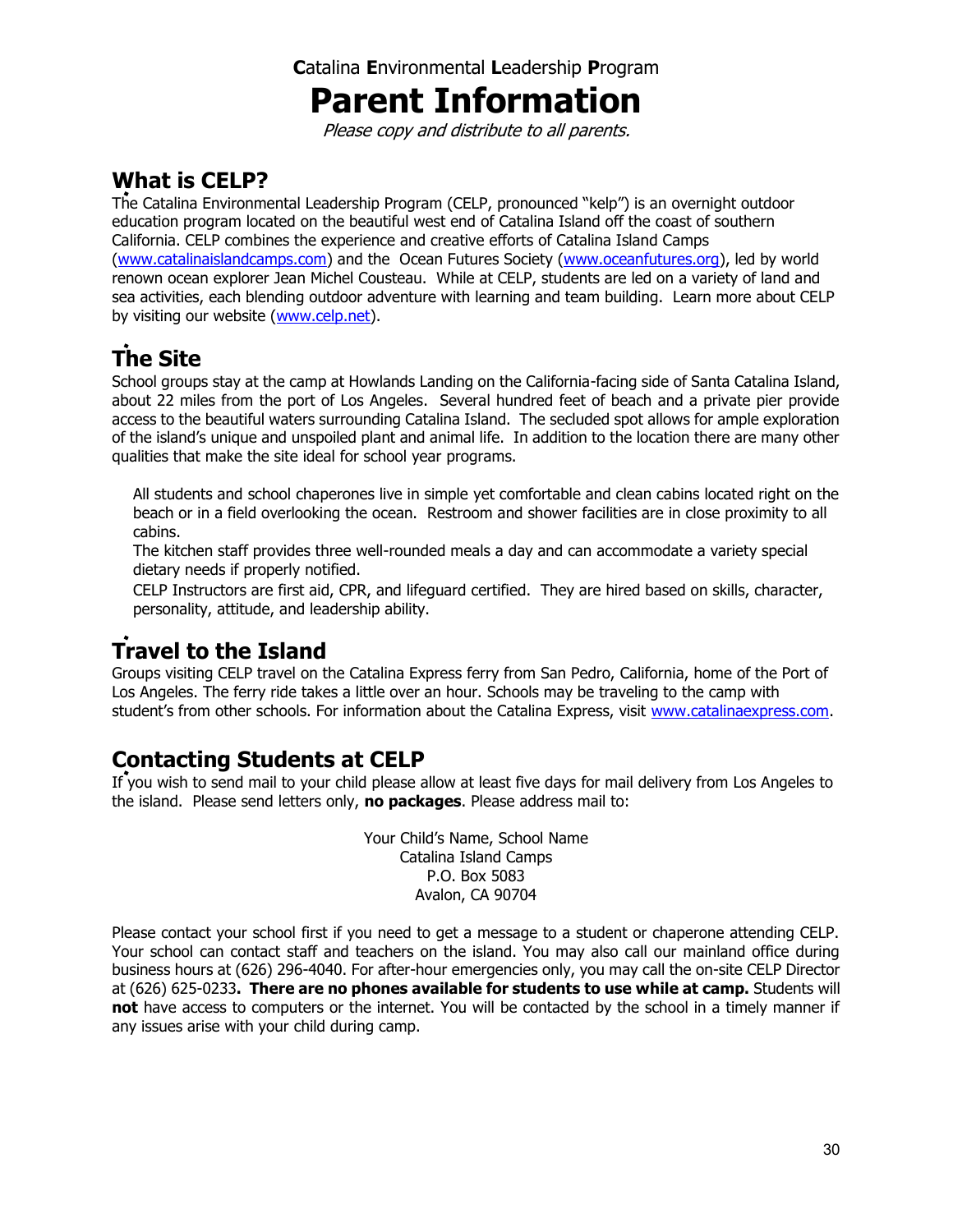**C**atalina **E**nvironmental **L**eadership **P**rogram

# Parent Information

*Please copy and distribute to all parents.*

## What is CELP?

The Catalina Environmental Leadership Program (CELP, pronounced "kelp") is an overnight outdoor education program located on the beautiful west end of Catalina Island off the coast of southern California. CELP combines the experience and creative efforts of Catalina Island Camps (www.catalinaislandcamps.com) and the Ocean Futures Society (www.oceanfutures.org), led by world renown ocean explorer Jean Michel Cousteau. While at CELP, students are led on a variety of land and sea activities, each blending outdoor adventure with learning and team building. Learn more about CELP by visiting our website (www.celp.net).

## The Site

School groups stay at the camp at Howlands Landing on the California-facing side of Santa Catalina Island, about 22 miles from the port of Los Angeles. Several hundred feet of beach and a private pier provide access to the beautiful waters surrounding Catalina Island. The secluded spot allows for ample exploration of the island's unique and unspoiled plant and animal life. In addition to the location there are many other qualities that make the site ideal for school year programs.

- All students and school chaperones live in simple yet comfortable and clean cabins located right on the beach or in a field overlooking the ocean. Restroom and shower facilities are in close proximity to all cabins.
- The kitchen staff provides three well-rounded meals a day and can accommodate a variety special dietary needs if properly notified.
- CELP Instructors are first aid, CPR, and lifeguard certified. They are hired based on skills, character, personality, attitude, and leadership ability.

## Travel to the Island

Groups visiting CELP travel on the Catalina Express ferry from San Pedro, California, home of the Port of Los Angeles. The ferry ride takes a little over an hour. Schools may be traveling to the camp with student's from other schools. For information about the Catalina Express, visit www.catalinaexpress.com.

## Contacting Students at CELP

If you wish to send mail to your child please allow at least five days for mail delivery from Los Angeles to the island. Please send letters only, **no packages**. Please address mail to:

Your Child's Name, School Name
Catalina Island Camps
P.O. Box 5083
Avalon, CA 90704

Please contact your school first if you need to get a message to a student or chaperone attending CELP. Your school can contact staff and teachers on the island. You may also call our mainland office during business hours at (626) 296-4040. For after-hour emergencies only, you may call the on-site CELP Director at (626) 625-0233**. There are no phones available for students to use while at camp.** Students will **not** have access to computers or the internet. You will be contacted by the school in a timely manner if any issues arise with your child during camp.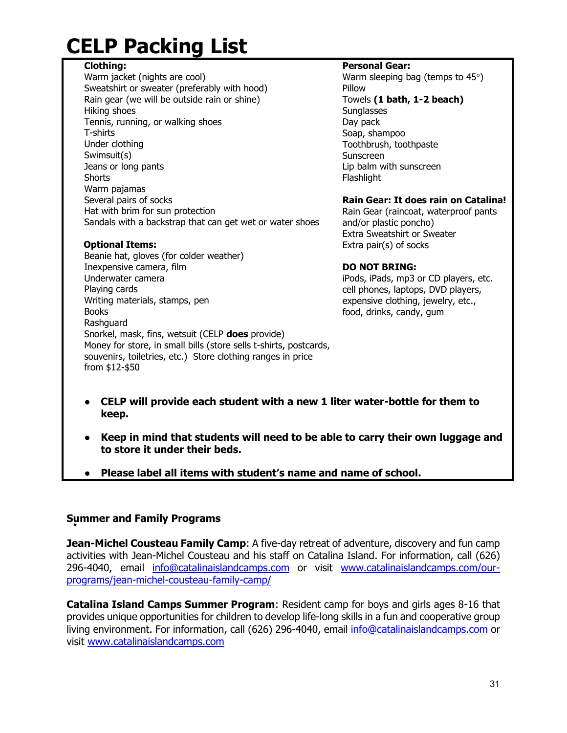# CELP Packing List

**Clothing:**

Warm jacket (nights are cool)
Sweatshirt or sweater (preferably with hood)
Rain gear (we will be outside rain or shine)
Hiking shoes
Tennis, running, or walking shoes
T-shirts
Under clothing
Swimsuit(s)
Jeans or long pants
Shorts
Warm pajamas
Several pairs of socks
Hat with brim for sun protection
Sandals with a backstrap that can get wet or water shoes

**Optional Items:**

Beanie hat, gloves (for colder weather)
Inexpensive camera, film
Underwater camera
Playing cards
Writing materials, stamps, pen
Books
Rashguard
Snorkel, mask, fins, wetsuit (CELP **does** provide)
Money for store, in small bills (store sells t-shirts, postcards, souvenirs, toiletries, etc.) Store clothing ranges in price from $12-$50

**Personal Gear:**

Warm sleeping bag (temps to 45°)
Pillow
Towels **(1 bath, 1-2 beach)**
Sunglasses
Day pack
Soap, shampoo
Toothbrush, toothpaste
Sunscreen
Lip balm with sunscreen
Flashlight

**Rain Gear: It does rain on Catalina!**

Rain Gear (raincoat, waterproof pants and/or plastic poncho)
Extra Sweatshirt or Sweater
Extra pair(s) of socks

**DO NOT BRING:**

iPods, iPads, mp3 or CD players, etc. cell phones, laptops, DVD players, expensive clothing, jewelry, etc., food, drinks, candy, gum

- **CELP will provide each student with a new 1 liter water-bottle for them to keep.**
- **Keep in mind that students will need to be able to carry their own luggage and to store it under their beds.**
- **Please label all items with student's name and name of school.**

**Summer and Family Programs**

**Jean-Michel Cousteau Family Camp**: A five-day retreat of adventure, discovery and fun camp activities with Jean-Michel Cousteau and his staff on Catalina Island. For information, call (626) 296-4040, email info@catalinaislandcamps.com or visit www.catalinaislandcamps.com/our-programs/jean-michel-cousteau-family-camp/

**Catalina Island Camps Summer Program**: Resident camp for boys and girls ages 8-16 that provides unique opportunities for children to develop life-long skills in a fun and cooperative group living environment. For information, call (626) 296-4040, email info@catalinaislandcamps.com or visit www.catalinaislandcamps.com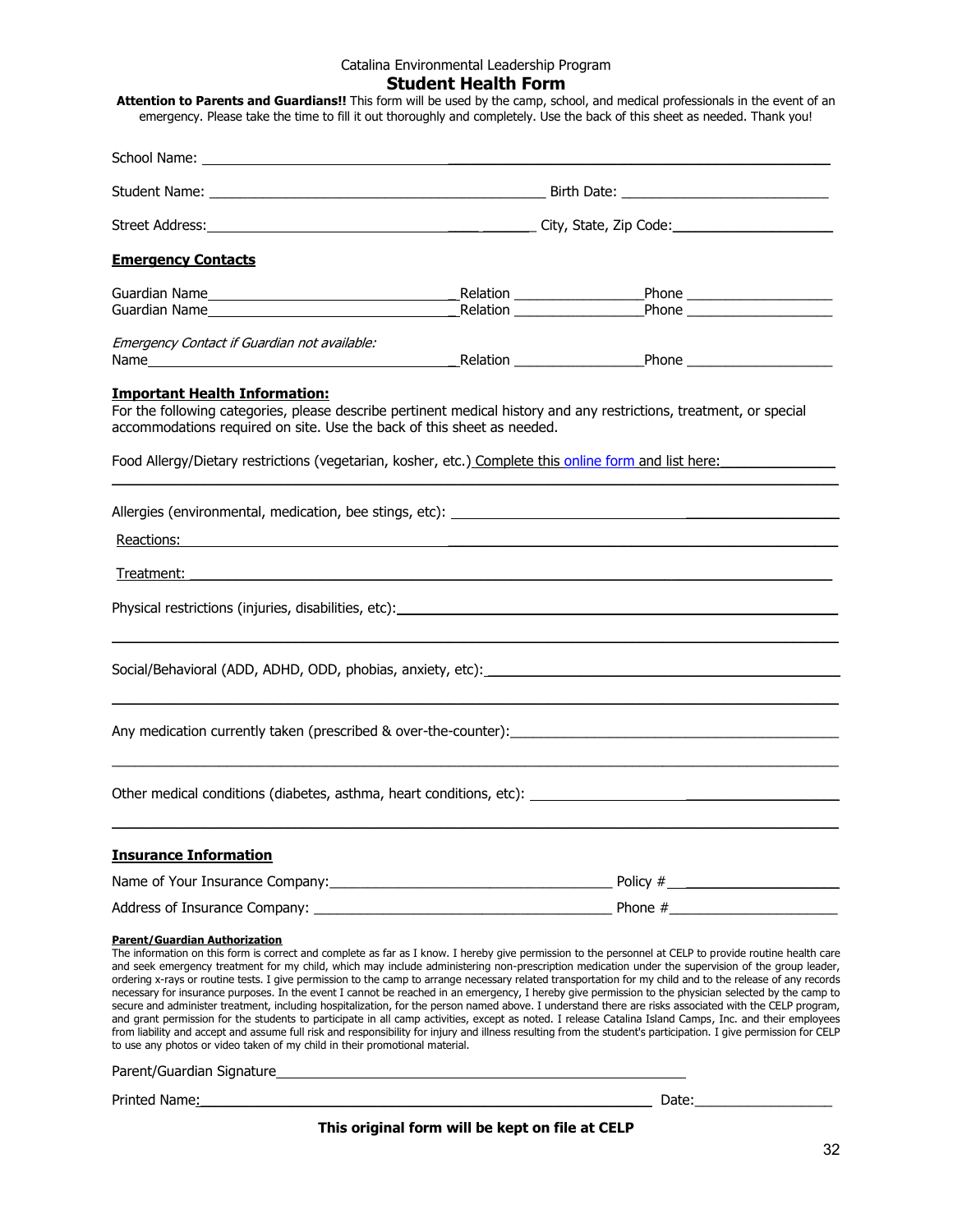Catalina Environmental Leadership Program

# Student Health Form

**Attention to Parents and Guardians!!** This form will be used by the camp, school, and medical professionals in the event of an emergency. Please take the time to fill it out thoroughly and completely. Use the back of this sheet as needed. Thank you!

School Name: ______________________________________________

Student Name: ______________________________ Birth Date: ____________________

Street Address: ______________________________ City, State, Zip Code: ____________________

## Emergency Contacts

Guardian Name ______________________ Relation ______________ Phone ________________

Guardian Name ______________________ Relation ______________ Phone ________________

*Emergency Contact if Guardian not available:*

Name ______________________ Relation ______________ Phone ________________

## Important Health Information:

For the following categories, please describe pertinent medical history and any restrictions, treatment, or special accommodations required on site. Use the back of this sheet as needed.

Food Allergy/Dietary restrictions (vegetarian, kosher, etc.) Complete this online form and list here: ______________

______________________________________________

Allergies (environmental, medication, bee stings, etc): ______________________________

Reactions: ______________________________________________

Treatment: ______________________________________________

Physical restrictions (injuries, disabilities, etc): ______________________________

______________________________________________

Social/Behavioral (ADD, ADHD, ODD, phobias, anxiety, etc): ______________________________

______________________________________________

Any medication currently taken (prescribed & over-the-counter): ______________________________

______________________________________________

Other medical conditions (diabetes, asthma, heart conditions, etc): ______________________________

______________________________________________

## Insurance Information

Name of Your Insurance Company: ______________________________ Policy # ________________

Address of Insurance Company: ______________________________ Phone # ________________

**Parent/Guardian Authorization**

The information on this form is correct and complete as far as I know. I hereby give permission to the personnel at CELP to provide routine health care and seek emergency treatment for my child, which may include administering non-prescription medication under the supervision of the group leader, ordering x-rays or routine tests. I give permission to the camp to arrange necessary related transportation for my child and to the release of any records necessary for insurance purposes. In the event I cannot be reached in an emergency, I hereby give permission to the physician selected by the camp to secure and administer treatment, including hospitalization, for the person named above. I understand there are risks associated with the CELP program, and grant permission for the students to participate in all camp activities, except as noted. I release Catalina Island Camps, Inc. and their employees from liability and accept and assume full risk and responsibility for injury and illness resulting from the student's participation. I give permission for CELP to use any photos or video taken of my child in their promotional material.

Parent/Guardian Signature ______________________________________________

Printed Name: ______________________________________________ Date: ________________

**This original form will be kept on file at CELP**